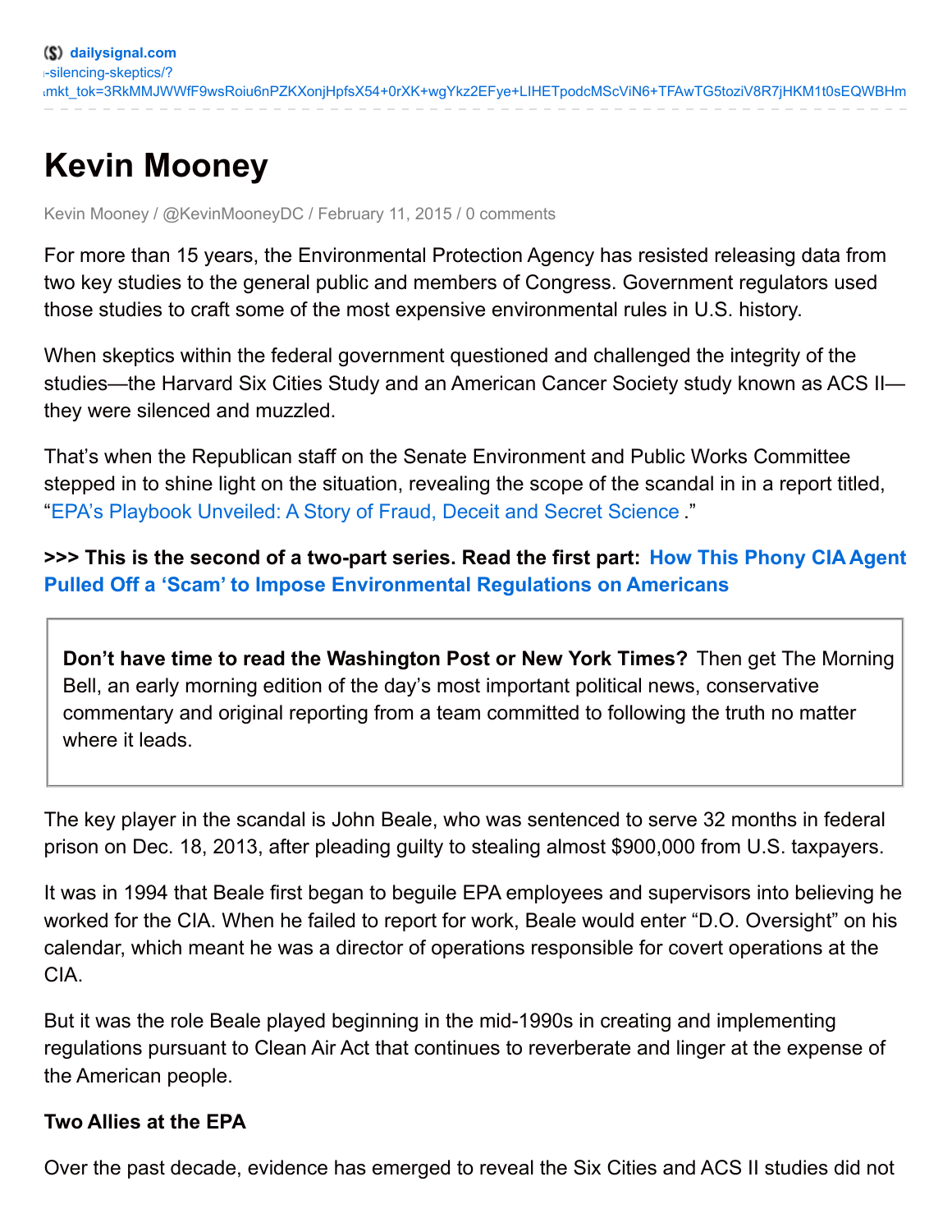# Kevin Mooney

Kevin Mooney / @KevinMooneyDC / February 11, 2015 / 0 comments

For more than 15 years, the Environmental Protection Agency has resisted releasing data from two key studies to the general public and members of Congress. Government regulators used those studies to craft some of the most expensive environmental rules in U.S. history.

When skeptics within the federal government questioned and challenged the integrity of the studies—the Harvard Six Cities Study and an American Cancer Society study known as ACS II—they were silenced and muzzled.

That's when the Republican staff on the Senate Environment and Public Works Committee stepped in to shine light on the situation, revealing the scope of the scandal in in a report titled, "EPA's Playbook Unveiled: A Story of Fraud, Deceit and Secret Science ."

**>>> This is the second of a two-part series. Read the first part: How This Phony CIA Agent Pulled Off a 'Scam' to Impose Environmental Regulations on Americans**

**Don't have time to read the Washington Post or New York Times?** Then get The Morning Bell, an early morning edition of the day's most important political news, conservative commentary and original reporting from a team committed to following the truth no matter where it leads.

The key player in the scandal is John Beale, who was sentenced to serve 32 months in federal prison on Dec. 18, 2013, after pleading guilty to stealing almost $900,000 from U.S. taxpayers.

It was in 1994 that Beale first began to beguile EPA employees and supervisors into believing he worked for the CIA. When he failed to report for work, Beale would enter "D.O. Oversight" on his calendar, which meant he was a director of operations responsible for covert operations at the CIA.

But it was the role Beale played beginning in the mid-1990s in creating and implementing regulations pursuant to Clean Air Act that continues to reverberate and linger at the expense of the American people.

**Two Allies at the EPA**

Over the past decade, evidence has emerged to reveal the Six Cities and ACS II studies did not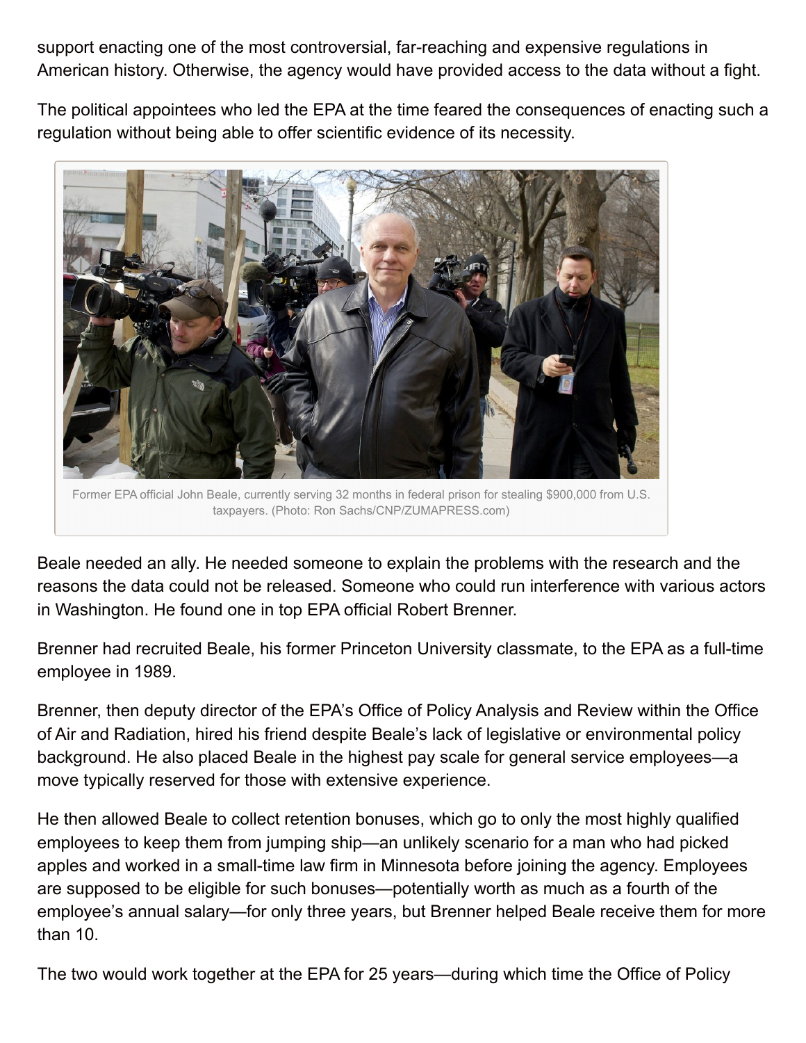support enacting one of the most controversial, far-reaching and expensive regulations in American history. Otherwise, the agency would have provided access to the data without a fight.

The political appointees who led the EPA at the time feared the consequences of enacting such a regulation without being able to offer scientific evidence of its necessity.

Former EPA official John Beale, currently serving 32 months in federal prison for stealing $900,000 from U.S. taxpayers. (Photo: Ron Sachs/CNP/ZUMAPRESS.com)

Beale needed an ally. He needed someone to explain the problems with the research and the reasons the data could not be released. Someone who could run interference with various actors in Washington. He found one in top EPA official Robert Brenner.

Brenner had recruited Beale, his former Princeton University classmate, to the EPA as a full-time employee in 1989.

Brenner, then deputy director of the EPA's Office of Policy Analysis and Review within the Office of Air and Radiation, hired his friend despite Beale's lack of legislative or environmental policy background. He also placed Beale in the highest pay scale for general service employees—a move typically reserved for those with extensive experience.

He then allowed Beale to collect retention bonuses, which go to only the most highly qualified employees to keep them from jumping ship—an unlikely scenario for a man who had picked apples and worked in a small-time law firm in Minnesota before joining the agency. Employees are supposed to be eligible for such bonuses—potentially worth as much as a fourth of the employee's annual salary—for only three years, but Brenner helped Beale receive them for more than 10.

The two would work together at the EPA for 25 years—during which time the Office of Policy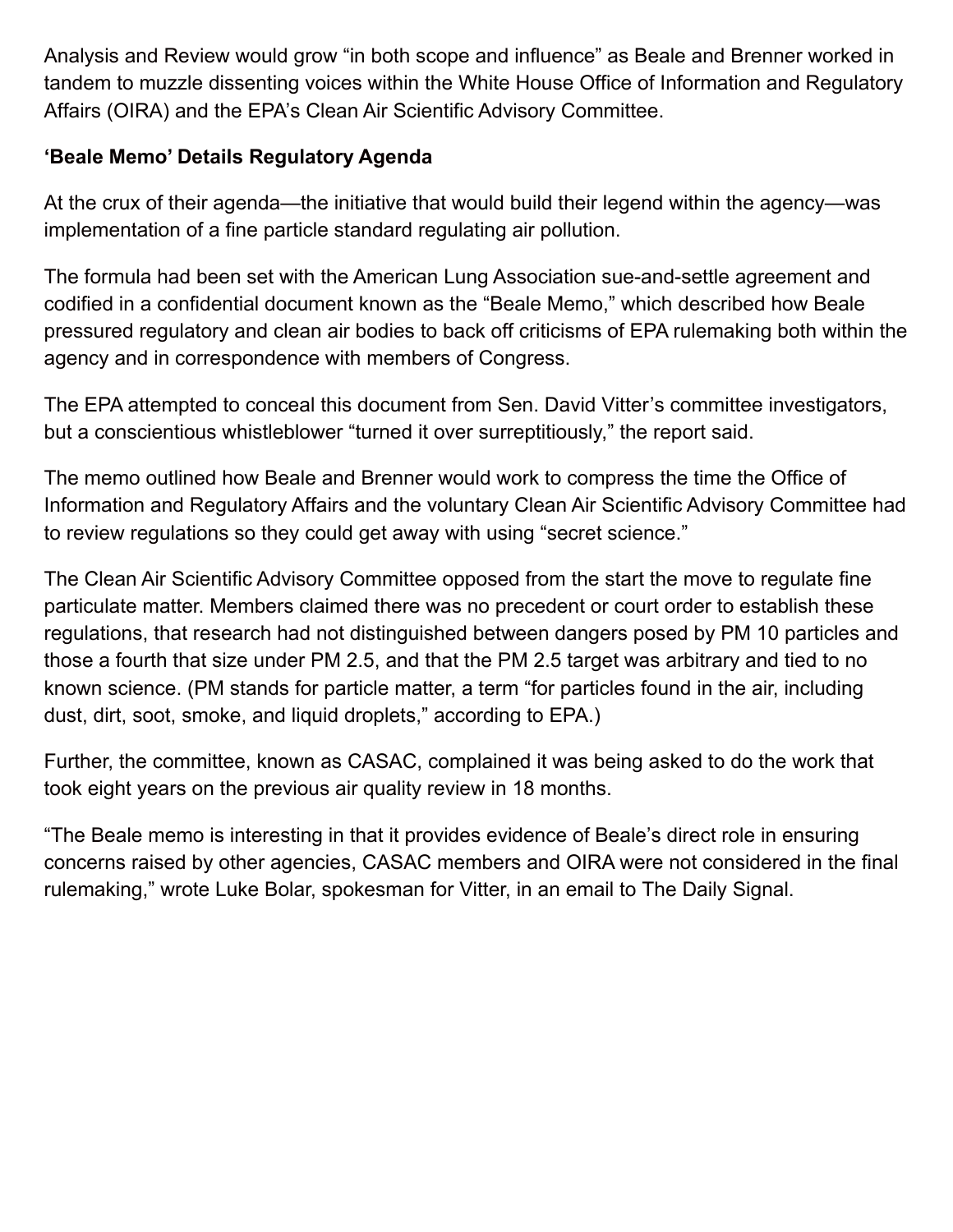Analysis and Review would grow “in both scope and influence” as Beale and Brenner worked in tandem to muzzle dissenting voices within the White House Office of Information and Regulatory Affairs (OIRA) and the EPA’s Clean Air Scientific Advisory Committee.

**‘Beale Memo’ Details Regulatory Agenda**

At the crux of their agenda—the initiative that would build their legend within the agency—was implementation of a fine particle standard regulating air pollution.

The formula had been set with the American Lung Association sue-and-settle agreement and codified in a confidential document known as the “Beale Memo,” which described how Beale pressured regulatory and clean air bodies to back off criticisms of EPA rulemaking both within the agency and in correspondence with members of Congress.

The EPA attempted to conceal this document from Sen. David Vitter’s committee investigators, but a conscientious whistleblower “turned it over surreptitiously,” the report said.

The memo outlined how Beale and Brenner would work to compress the time the Office of Information and Regulatory Affairs and the voluntary Clean Air Scientific Advisory Committee had to review regulations so they could get away with using “secret science.”

The Clean Air Scientific Advisory Committee opposed from the start the move to regulate fine particulate matter. Members claimed there was no precedent or court order to establish these regulations, that research had not distinguished between dangers posed by PM 10 particles and those a fourth that size under PM 2.5, and that the PM 2.5 target was arbitrary and tied to no known science. (PM stands for particle matter, a term “for particles found in the air, including dust, dirt, soot, smoke, and liquid droplets,” according to EPA.)

Further, the committee, known as CASAC, complained it was being asked to do the work that took eight years on the previous air quality review in 18 months.

“The Beale memo is interesting in that it provides evidence of Beale’s direct role in ensuring concerns raised by other agencies, CASAC members and OIRA were not considered in the final rulemaking,” wrote Luke Bolar, spokesman for Vitter, in an email to The Daily Signal.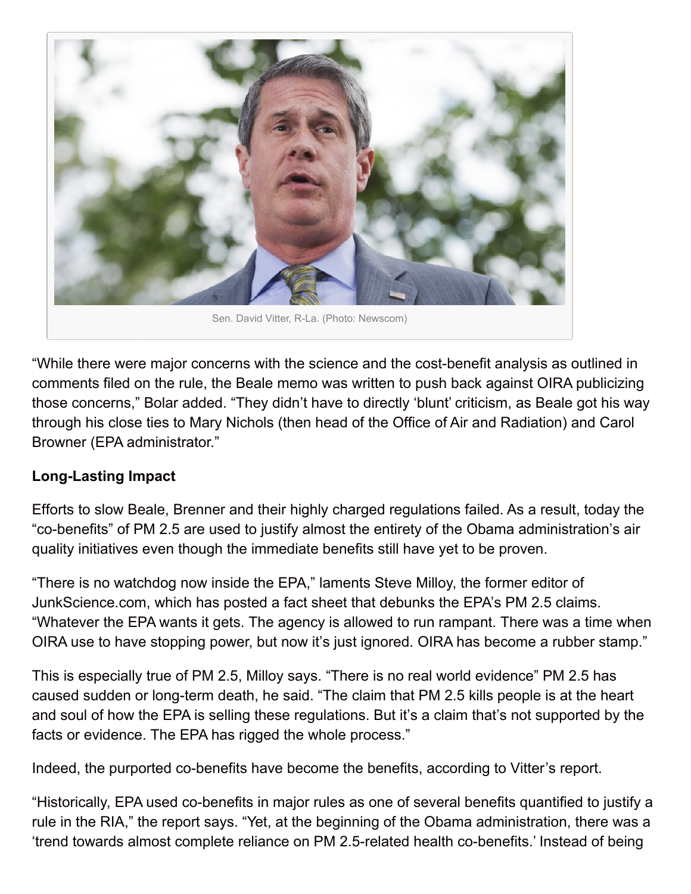Sen. David Vitter, R-La. (Photo: Newscom)

"While there were major concerns with the science and the cost-benefit analysis as outlined in comments filed on the rule, the Beale memo was written to push back against OIRA publicizing those concerns," Bolar added. "They didn't have to directly 'blunt' criticism, as Beale got his way through his close ties to Mary Nichols (then head of the Office of Air and Radiation) and Carol Browner (EPA administrator."

**Long-Lasting Impact**

Efforts to slow Beale, Brenner and their highly charged regulations failed. As a result, today the "co-benefits" of PM 2.5 are used to justify almost the entirety of the Obama administration's air quality initiatives even though the immediate benefits still have yet to be proven.

"There is no watchdog now inside the EPA," laments Steve Milloy, the former editor of JunkScience.com, which has posted a fact sheet that debunks the EPA's PM 2.5 claims. "Whatever the EPA wants it gets. The agency is allowed to run rampant. There was a time when OIRA use to have stopping power, but now it's just ignored. OIRA has become a rubber stamp."

This is especially true of PM 2.5, Milloy says. "There is no real world evidence" PM 2.5 has caused sudden or long-term death, he said. "The claim that PM 2.5 kills people is at the heart and soul of how the EPA is selling these regulations. But it's a claim that's not supported by the facts or evidence. The EPA has rigged the whole process."

Indeed, the purported co-benefits have become the benefits, according to Vitter's report.

"Historically, EPA used co-benefits in major rules as one of several benefits quantified to justify a rule in the RIA," the report says. "Yet, at the beginning of the Obama administration, there was a 'trend towards almost complete reliance on PM 2.5-related health co-benefits.' Instead of being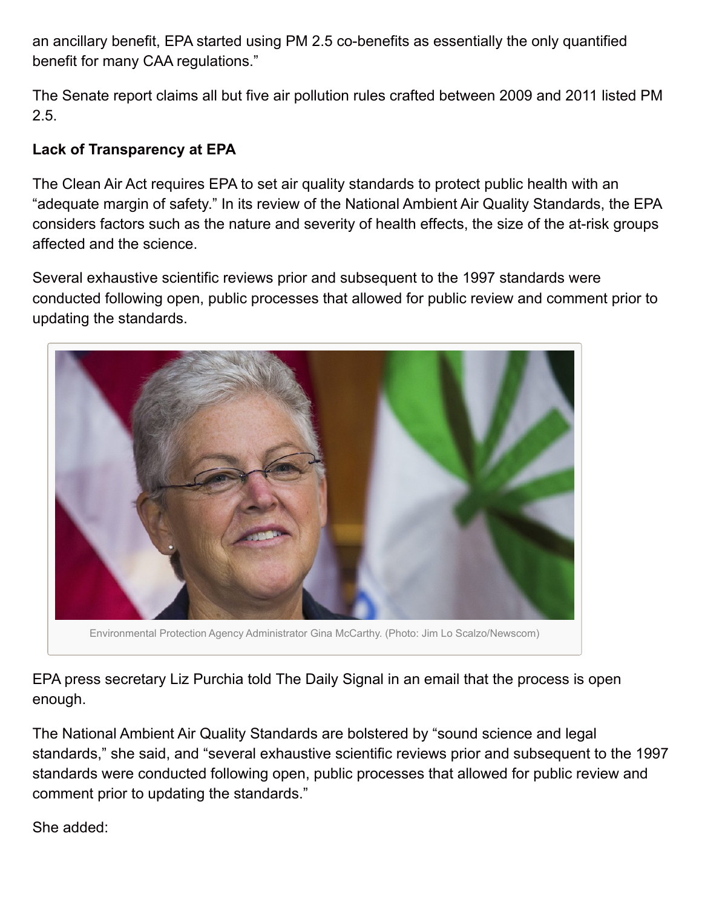an ancillary benefit, EPA started using PM 2.5 co-benefits as essentially the only quantified benefit for many CAA regulations."

The Senate report claims all but five air pollution rules crafted between 2009 and 2011 listed PM 2.5.

**Lack of Transparency at EPA**

The Clean Air Act requires EPA to set air quality standards to protect public health with an "adequate margin of safety." In its review of the National Ambient Air Quality Standards, the EPA considers factors such as the nature and severity of health effects, the size of the at-risk groups affected and the science.

Several exhaustive scientific reviews prior and subsequent to the 1997 standards were conducted following open, public processes that allowed for public review and comment prior to updating the standards.

Environmental Protection Agency Administrator Gina McCarthy. (Photo: Jim Lo Scalzo/Newscom)

EPA press secretary Liz Purchia told The Daily Signal in an email that the process is open enough.

The National Ambient Air Quality Standards are bolstered by "sound science and legal standards," she said, and "several exhaustive scientific reviews prior and subsequent to the 1997 standards were conducted following open, public processes that allowed for public review and comment prior to updating the standards."

She added: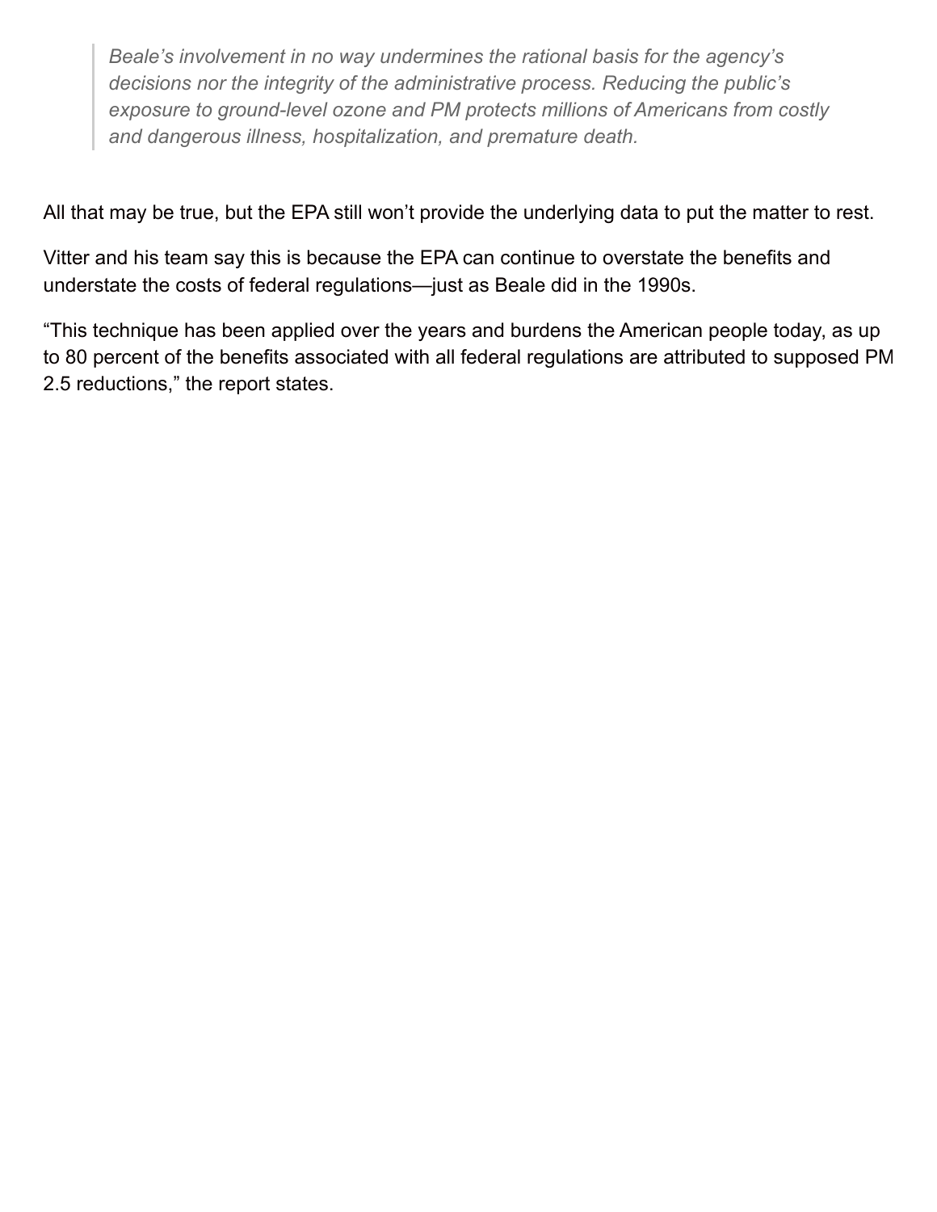> *Beale's involvement in no way undermines the rational basis for the agency's decisions nor the integrity of the administrative process. Reducing the public's exposure to ground-level ozone and PM protects millions of Americans from costly and dangerous illness, hospitalization, and premature death.*

All that may be true, but the EPA still won't provide the underlying data to put the matter to rest.

Vitter and his team say this is because the EPA can continue to overstate the benefits and understate the costs of federal regulations—just as Beale did in the 1990s.

"This technique has been applied over the years and burdens the American people today, as up to 80 percent of the benefits associated with all federal regulations are attributed to supposed PM 2.5 reductions," the report states.